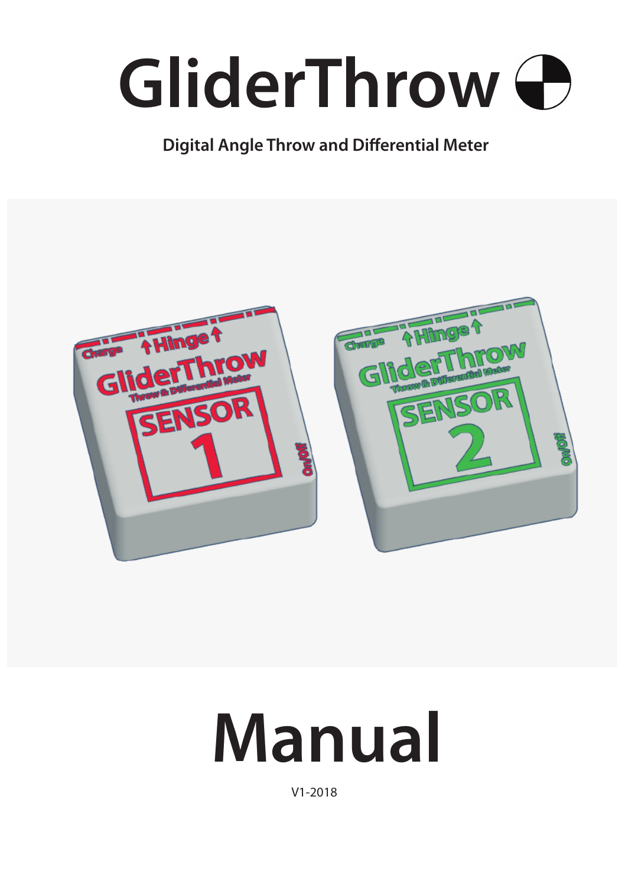# GliderThrow

**Digital Angle Throw and Differential Meter**

# Manual

V1-2018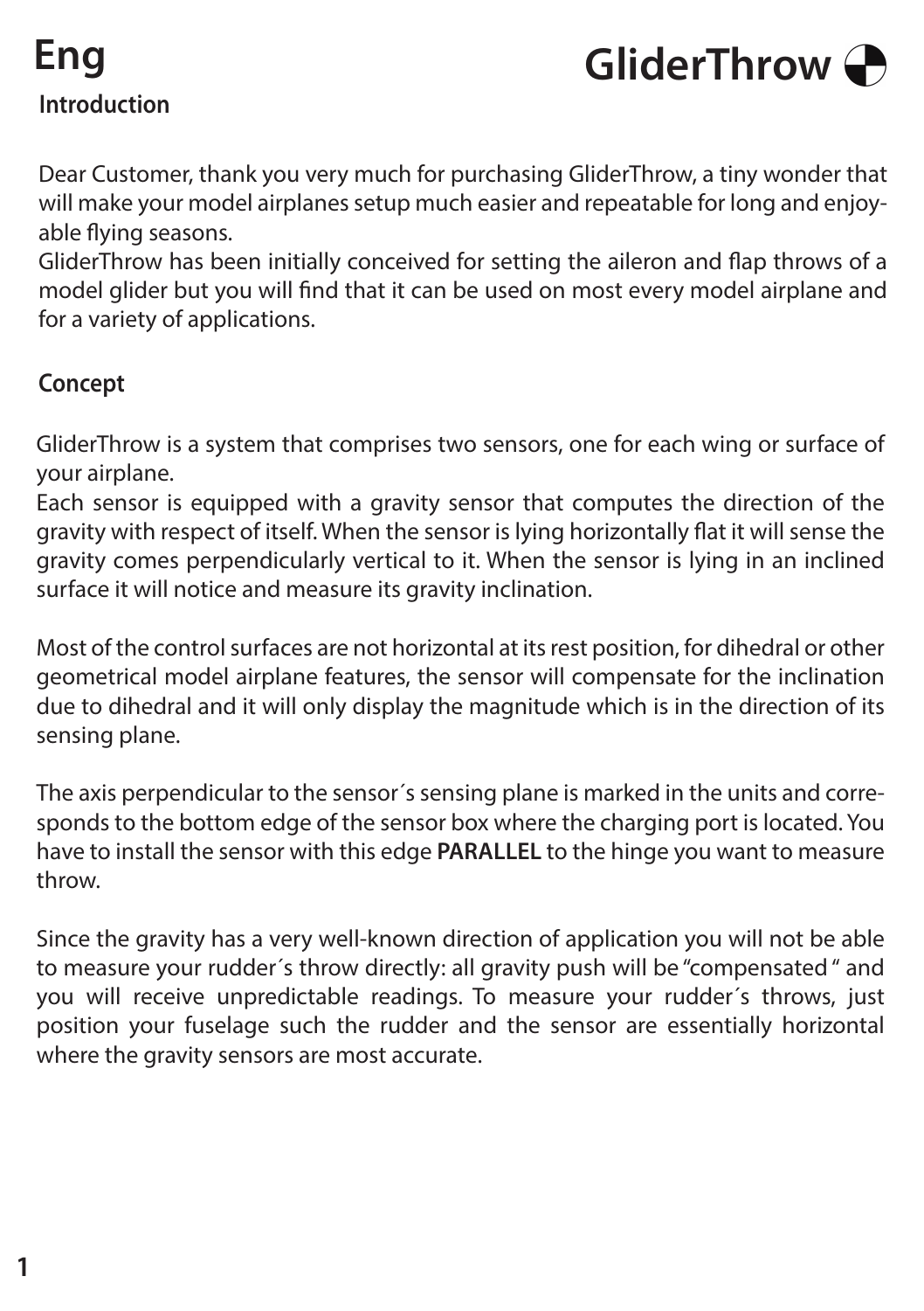# Eng

# GliderThrow

## Introduction

Dear Customer, thank you very much for purchasing GliderThrow, a tiny wonder that will make your model airplanes setup much easier and repeatable for long and enjoyable flying seasons.
GliderThrow has been initially conceived for setting the aileron and flap throws of a model glider but you will find that it can be used on most every model airplane and for a variety of applications.

## Concept

GliderThrow is a system that comprises two sensors, one for each wing or surface of your airplane.
Each sensor is equipped with a gravity sensor that computes the direction of the gravity with respect of itself. When the sensor is lying horizontally flat it will sense the gravity comes perpendicularly vertical to it. When the sensor is lying in an inclined surface it will notice and measure its gravity inclination.

Most of the control surfaces are not horizontal at its rest position, for dihedral or other geometrical model airplane features, the sensor will compensate for the inclination due to dihedral and it will only display the magnitude which is in the direction of its sensing plane.

The axis perpendicular to the sensor´s sensing plane is marked in the units and corresponds to the bottom edge of the sensor box where the charging port is located. You have to install the sensor with this edge **PARALLEL** to the hinge you want to measure throw.

Since the gravity has a very well-known direction of application you will not be able to measure your rudder´s throw directly: all gravity push will be "compensated " and you will receive unpredictable readings. To measure your rudder´s throws, just position your fuselage such the rudder and the sensor are essentially horizontal where the gravity sensors are most accurate.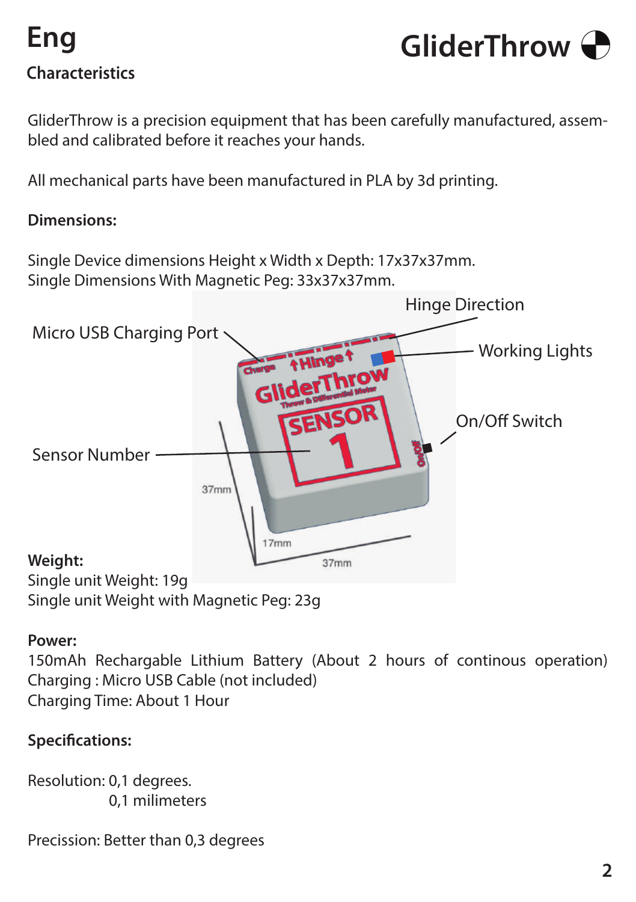# Eng

## Characteristics

GliderThrow is a precision equipment that has been carefully manufactured, assembled and calibrated before it reaches your hands.

All mechanical parts have been manufactured in PLA by 3d printing.

**Dimensions:**

Single Device dimensions Height x Width x Depth: 17x37x37mm.
Single Dimensions With Magnetic Peg: 33x37x37mm.

Hinge Direction

Micro USB Charging Port

Working Lights

On/Off Switch

Sensor Number

**Weight:**
Single unit Weight: 19g
Single unit Weight with Magnetic Peg: 23g

**Power:**
150mAh Rechargable Lithium Battery (About 2 hours of continous operation)
Charging : Micro USB Cable (not included)
Charging Time: About 1 Hour

**Specifications:**

Resolution: 0,1 degrees.
0,1 milimeters

Precission: Better than 0,3 degrees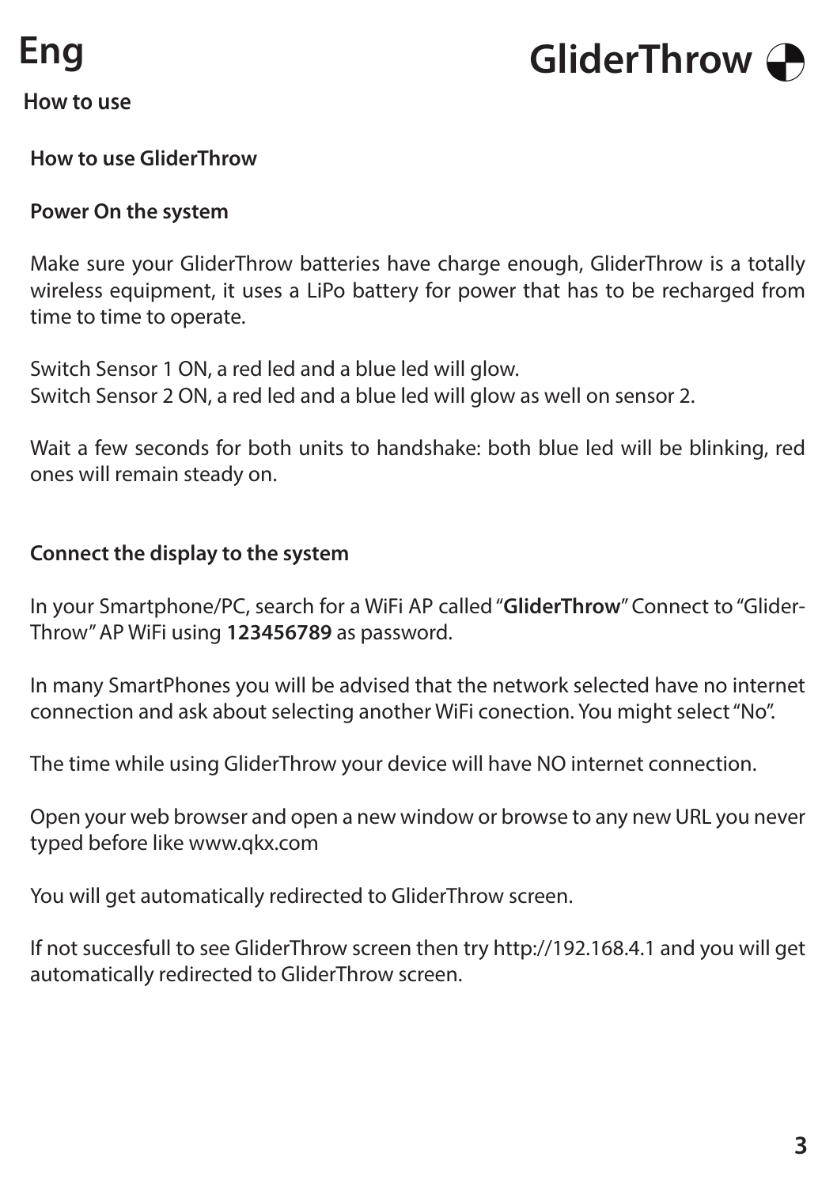# Eng

# GliderThrow

## How to use

### How to use GliderThrow

### Power On the system

Make sure your GliderThrow batteries have charge enough, GliderThrow is a totally wireless equipment, it uses a LiPo battery for power that has to be recharged from time to time to operate.

Switch Sensor 1 ON, a red led and a blue led will glow.
Switch Sensor 2 ON, a red led and a blue led will glow as well on sensor 2.

Wait a few seconds for both units to handshake: both blue led will be blinking, red ones will remain steady on.

### Connect the display to the system

In your Smartphone/PC, search for a WiFi AP called "**GliderThrow**" Connect to "GliderThrow" AP WiFi using **123456789** as password.

In many SmartPhones you will be advised that the network selected have no internet connection and ask about selecting another WiFi conection. You might select "No".

The time while using GliderThrow your device will have NO internet connection.

Open your web browser and open a new window or browse to any new URL you never typed before like www.qkx.com

You will get automatically redirected to GliderThrow screen.

If not succesfull to see GliderThrow screen then try http://192.168.4.1 and you will get automatically redirected to GliderThrow screen.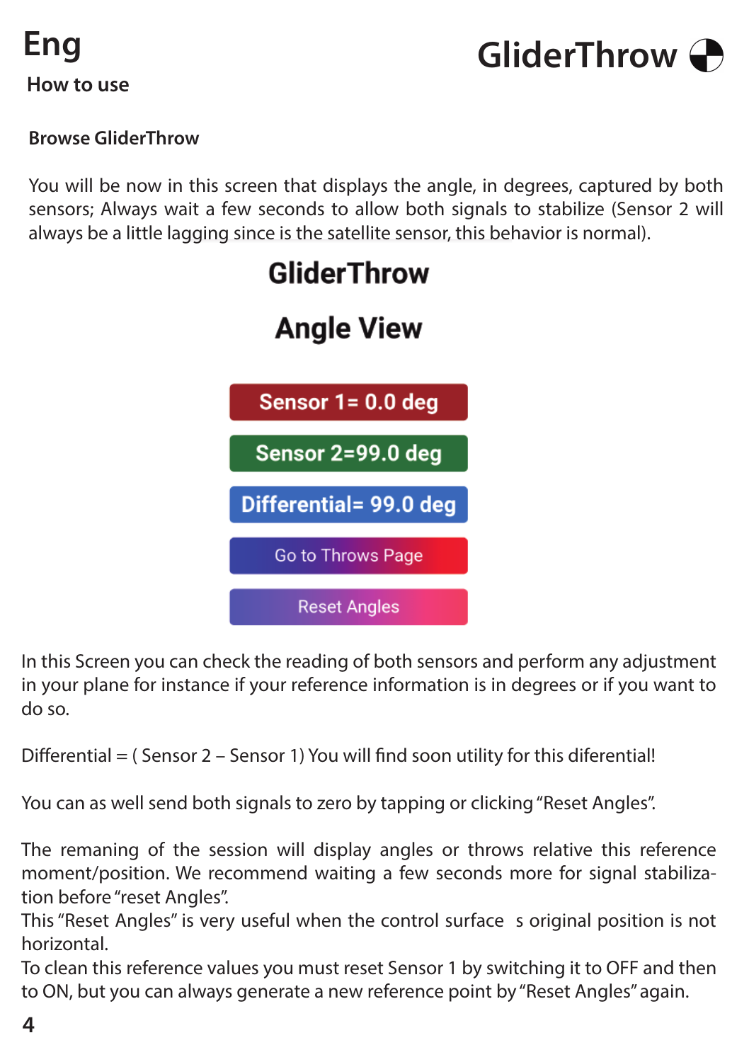Eng

## How to use

### Browse GliderThrow

You will be now in this screen that displays the angle, in degrees, captured by both sensors; Always wait a few seconds to allow both signals to stabilize (Sensor 2 will always be a little lagging since is the satellite sensor, this behavior is normal).

**GliderThrow**

**Angle View**

**Sensor 1= 0.0 deg**

**Sensor 2=99.0 deg**

**Differential= 99.0 deg**

Go to Throws Page

Reset Angles

In this Screen you can check the reading of both sensors and perform any adjustment in your plane for instance if your reference information is in degrees or if you want to do so.

Differential = ( Sensor 2 – Sensor 1) You will find soon utility for this diferential!

You can as well send both signals to zero by tapping or clicking "Reset Angles".

The remaning of the session will display angles or throws relative this reference moment/position. We recommend waiting a few seconds more for signal stabilization before "reset Angles".
This "Reset Angles" is very useful when the control surface s original position is not horizontal.
To clean this reference values you must reset Sensor 1 by switching it to OFF and then to ON, but you can always generate a new reference point by "Reset Angles" again.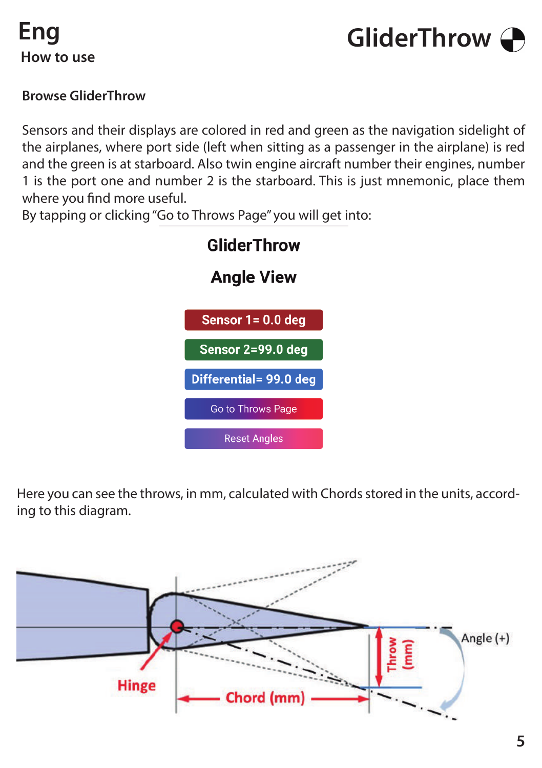# Eng

## How to use

### Browse GliderThrow

Sensors and their displays are colored in red and green as the navigation sidelight of the airplanes, where port side (left when sitting as a passenger in the airplane) is red and the green is at starboard. Also twin engine aircraft number their engines, number 1 is the port one and number 2 is the starboard. This is just mnemonic, place them where you find more useful.

By tapping or clicking "Go to Throws Page" you will get into:

**GliderThrow**

**Angle View**

**Sensor 1= 0.0 deg**

**Sensor 2=99.0 deg**

**Differential= 99.0 deg**

Go to Throws Page

Reset Angles

Here you can see the throws, in mm, calculated with Chords stored in the units, according to this diagram.

Hinge

Chord (mm)

Throw (mm)

Angle (+)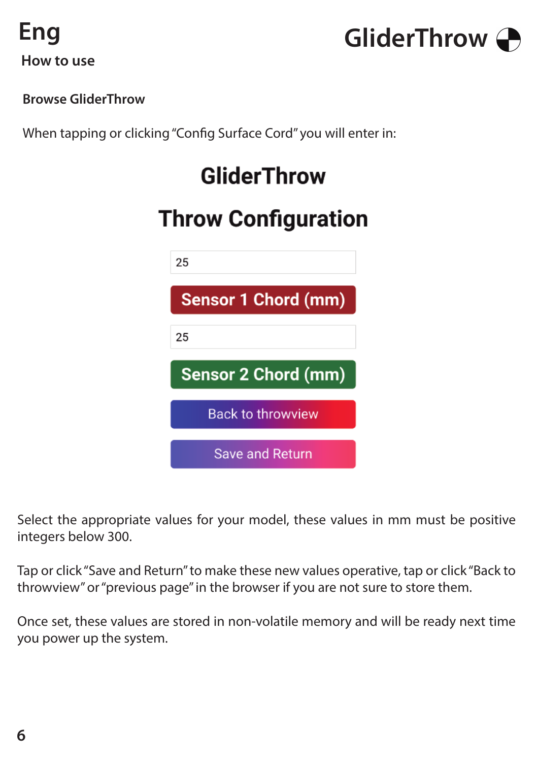# Eng

## How to use

**Browse GliderThrow**

When tapping or clicking "Config Surface Cord" you will enter in:

**GliderThrow**

**Throw Configuration**

25

**Sensor 1 Chord (mm)**

25

**Sensor 2 Chord (mm)**

Back to throwview

Save and Return

Select the appropriate values for your model, these values in mm must be positive integers below 300.

Tap or click "Save and Return" to make these new values operative, tap or click "Back to throwview" or "previous page" in the browser if you are not sure to store them.

Once set, these values are stored in non-volatile memory and will be ready next time you power up the system.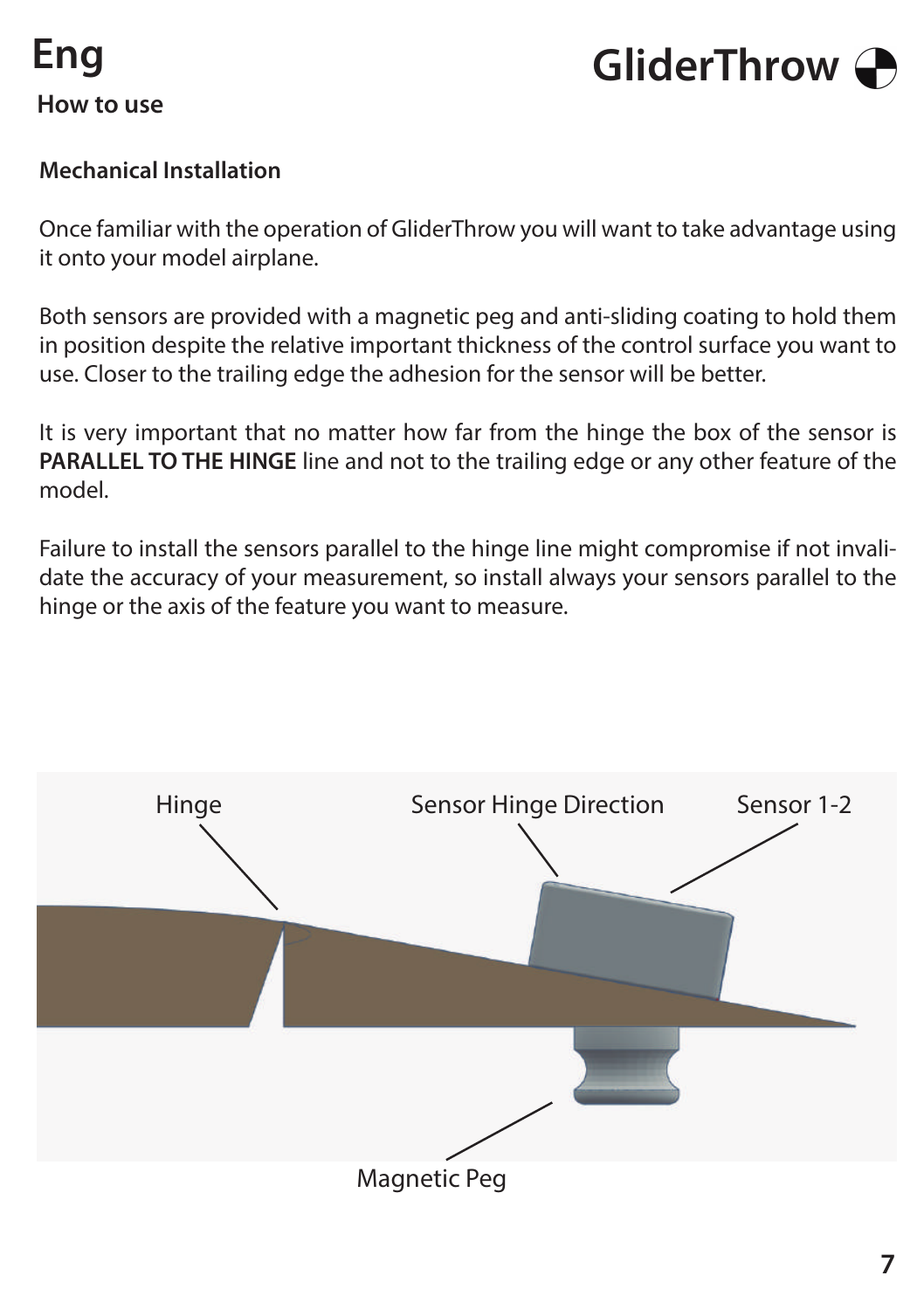# Eng

## How to use

### Mechanical Installation

Once familiar with the operation of GliderThrow you will want to take advantage using it onto your model airplane.

Both sensors are provided with a magnetic peg and anti-sliding coating to hold them in position despite the relative important thickness of the control surface you want to use. Closer to the trailing edge the adhesion for the sensor will be better.

It is very important that no matter how far from the hinge the box of the sensor is **PARALLEL TO THE HINGE** line and not to the trailing edge or any other feature of the model.

Failure to install the sensors parallel to the hinge line might compromise if not invalidate the accuracy of your measurement, so install always your sensors parallel to the hinge or the axis of the feature you want to measure.

Hinge

Sensor Hinge Direction

Sensor 1-2

Magnetic Peg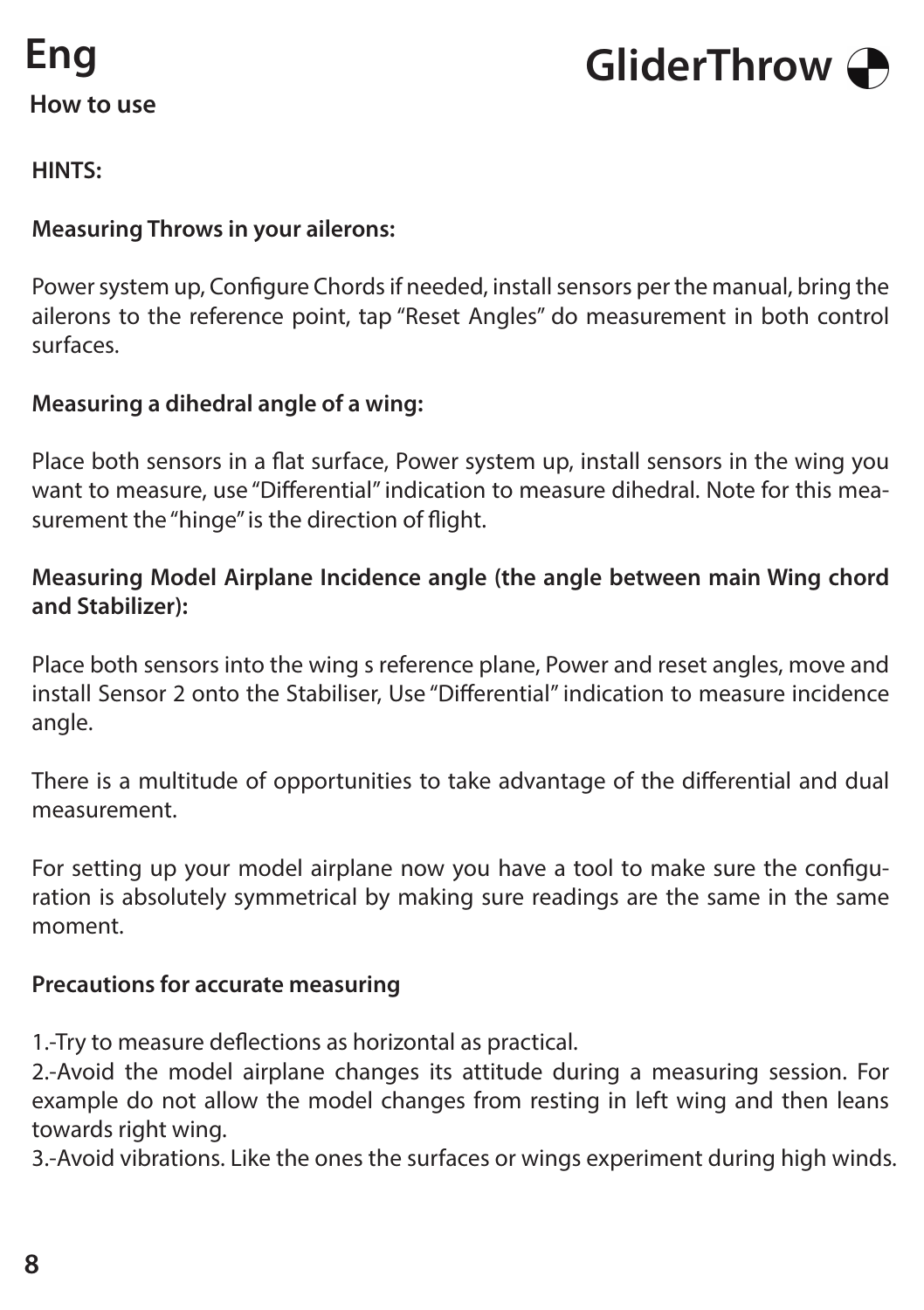# Eng

## How to use

# GliderThrow

**HINTS:**

**Measuring Throws in your ailerons:**

Power system up, Configure Chords if needed, install sensors per the manual, bring the ailerons to the reference point, tap "Reset Angles" do measurement in both control surfaces.

**Measuring a dihedral angle of a wing:**

Place both sensors in a flat surface, Power system up, install sensors in the wing you want to measure, use "Differential" indication to measure dihedral. Note for this measurement the "hinge" is the direction of flight.

**Measuring Model Airplane Incidence angle (the angle between main Wing chord and Stabilizer):**

Place both sensors into the wing s reference plane, Power and reset angles, move and install Sensor 2 onto the Stabiliser, Use "Differential" indication to measure incidence angle.

There is a multitude of opportunities to take advantage of the differential and dual measurement.

For setting up your model airplane now you have a tool to make sure the configuration is absolutely symmetrical by making sure readings are the same in the same moment.

**Precautions for accurate measuring**

1.-Try to measure deflections as horizontal as practical.
2.-Avoid the model airplane changes its attitude during a measuring session. For example do not allow the model changes from resting in left wing and then leans towards right wing.
3.-Avoid vibrations. Like the ones the surfaces or wings experiment during high winds.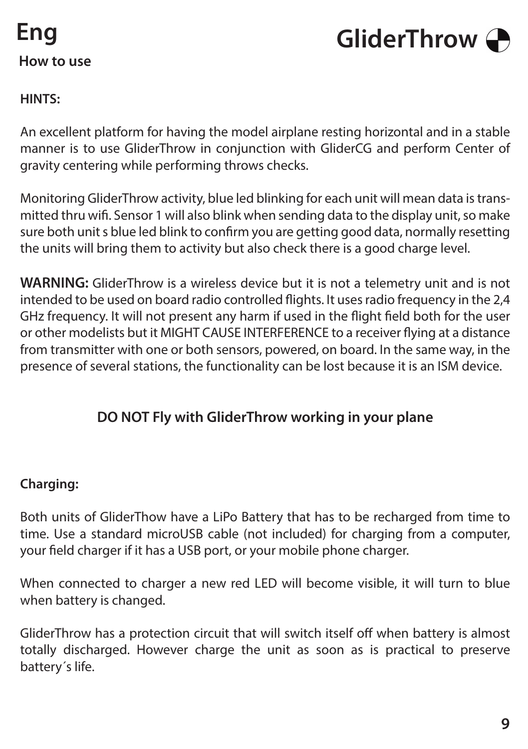# Eng

# GliderThrow

**How to use**

**HINTS:**

An excellent platform for having the model airplane resting horizontal and in a stable manner is to use GliderThrow in conjunction with GliderCG and perform Center of gravity centering while performing throws checks.

Monitoring GliderThrow activity, blue led blinking for each unit will mean data is transmitted thru wifi. Sensor 1 will also blink when sending data to the display unit, so make sure both unit s blue led blink to confirm you are getting good data, normally resetting the units will bring them to activity but also check there is a good charge level.

**WARNING:** GliderThrow is a wireless device but it is not a telemetry unit and is not intended to be used on board radio controlled flights. It uses radio frequency in the 2,4 GHz frequency. It will not present any harm if used in the flight field both for the user or other modelists but it MIGHT CAUSE INTERFERENCE to a receiver flying at a distance from transmitter with one or both sensors, powered, on board. In the same way, in the presence of several stations, the functionality can be lost because it is an ISM device.

**DO NOT Fly with GliderThrow working in your plane**

**Charging:**

Both units of GliderThow have a LiPo Battery that has to be recharged from time to time. Use a standard microUSB cable (not included) for charging from a computer, your field charger if it has a USB port, or your mobile phone charger.

When connected to charger a new red LED will become visible, it will turn to blue when battery is changed.

GliderThrow has a protection circuit that will switch itself off when battery is almost totally discharged. However charge the unit as soon as is practical to preserve battery´s life.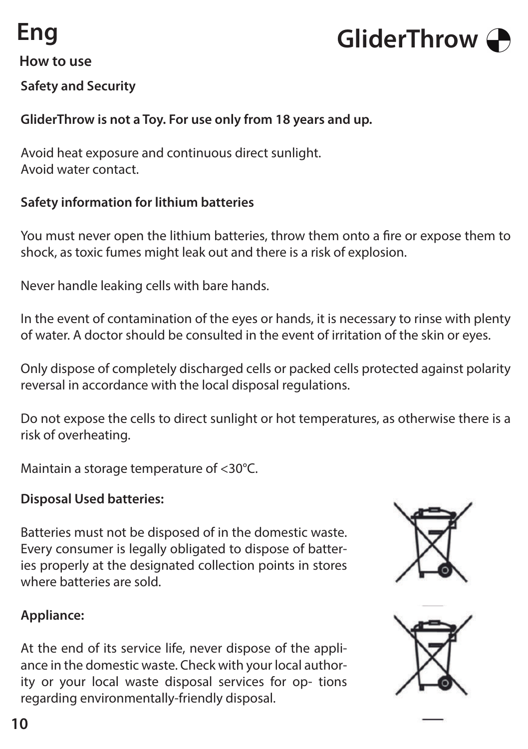# Eng

## GliderThrow

### How to use

**Safety and Security**

**GliderThrow is not a Toy. For use only from 18 years and up.**

Avoid heat exposure and continuous direct sunlight.
Avoid water contact.

**Safety information for lithium batteries**

You must never open the lithium batteries, throw them onto a fire or expose them to shock, as toxic fumes might leak out and there is a risk of explosion.

Never handle leaking cells with bare hands.

In the event of contamination of the eyes or hands, it is necessary to rinse with plenty of water. A doctor should be consulted in the event of irritation of the skin or eyes.

Only dispose of completely discharged cells or packed cells protected against polarity reversal in accordance with the local disposal regulations.

Do not expose the cells to direct sunlight or hot temperatures, as otherwise there is a risk of overheating.

Maintain a storage temperature of <30°C.

**Disposal Used batteries:**

Batteries must not be disposed of in the domestic waste. Every consumer is legally obligated to dispose of batteries properly at the designated collection points in stores where batteries are sold.

**Appliance:**

At the end of its service life, never dispose of the appliance in the domestic waste. Check with your local authority or your local waste disposal services for op- tions regarding environmentally-friendly disposal.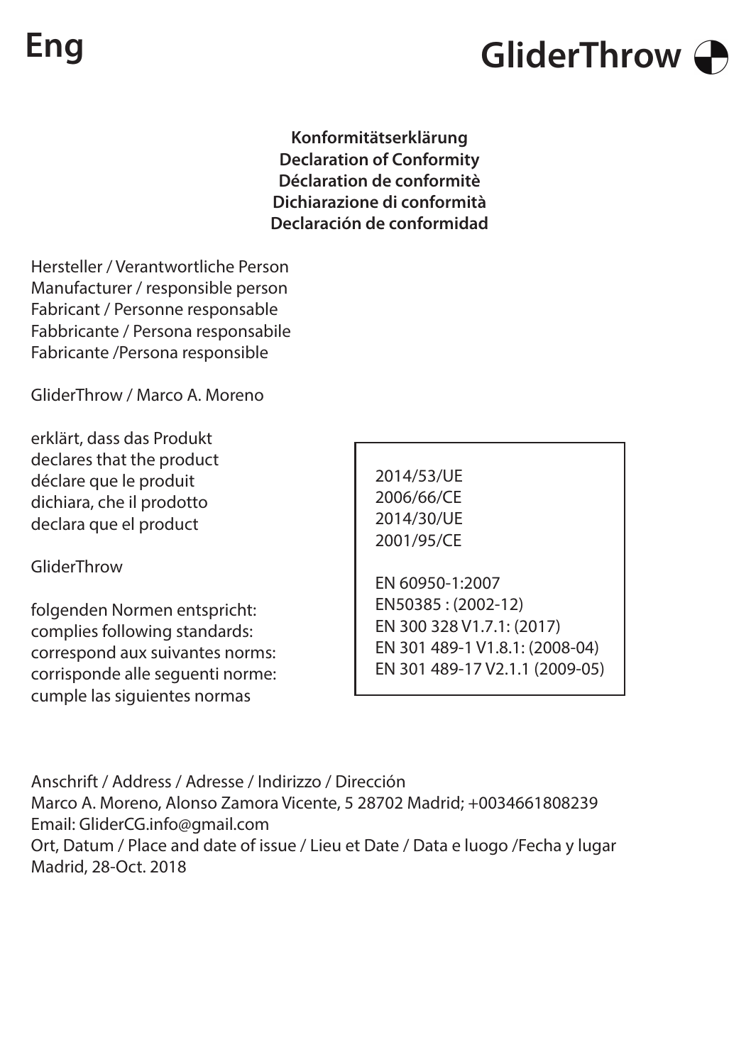Eng

# GliderThrow

**Konformitätserklärung**
**Declaration of Conformity**
**Déclaration de conformitè**
**Dichiarazione di conformità**
**Declaración de conformidad**

Hersteller / Verantwortliche Person
Manufacturer / responsible person
Fabricant / Personne responsable
Fabbricante / Persona responsabile
Fabricante /Persona responsible

GliderThrow / Marco A. Moreno

erklärt, dass das Produkt
declares that the product
déclare que le produit
dichiara, che il prodotto
declara que el product

GliderThrow

folgenden Normen entspricht:
complies following standards:
correspond aux suivantes norms:
corrisponde alle seguenti norme:
cumple las siguientes normas

2014/53/UE
2006/66/CE
2014/30/UE
2001/95/CE

EN 60950-1:2007
EN50385 : (2002-12)
EN 300 328 V1.7.1: (2017)
EN 301 489-1 V1.8.1: (2008-04)
EN 301 489-17 V2.1.1 (2009-05)

Anschrift / Address / Adresse / Indirizzo / Dirección
Marco A. Moreno, Alonso Zamora Vicente, 5 28702 Madrid; +0034661808239
Email: GliderCG.info@gmail.com
Ort, Datum / Place and date of issue / Lieu et Date / Data e luogo /Fecha y lugar
Madrid, 28-Oct. 2018